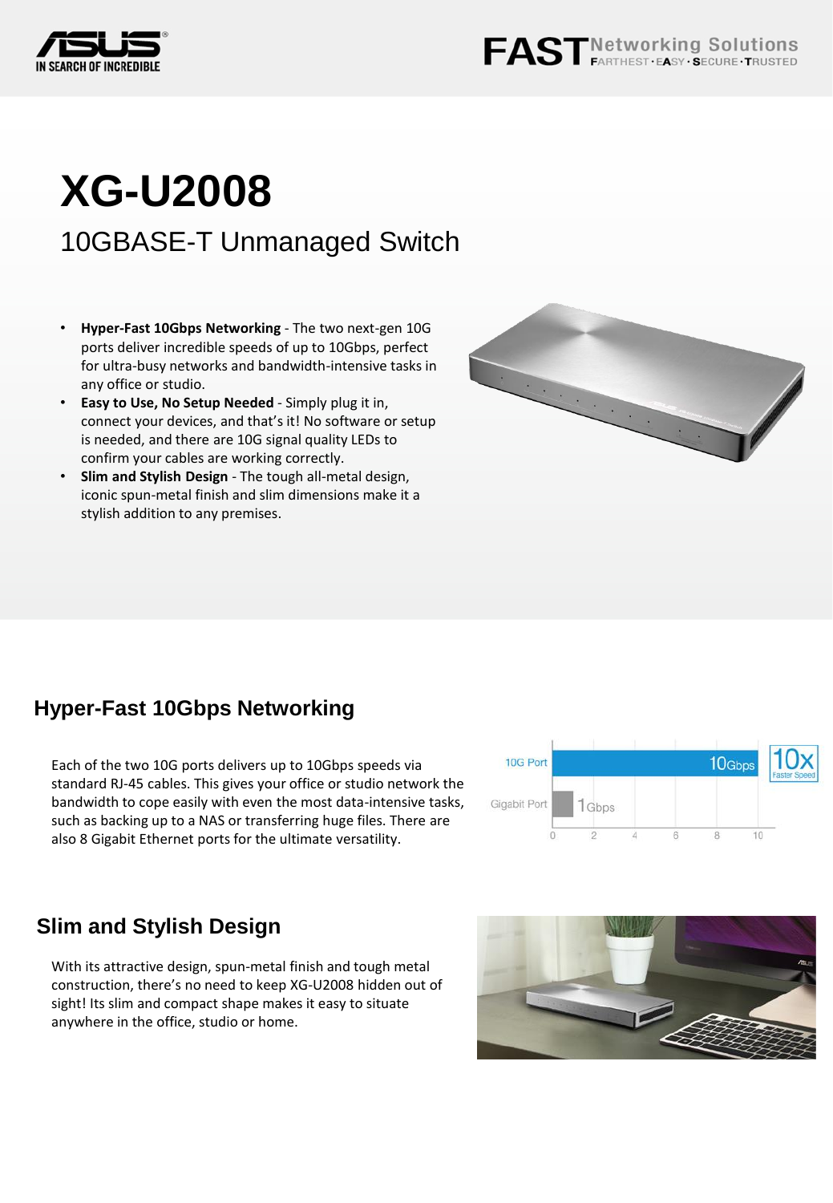# XG-U2008

## 10GBASE-T Unmanaged Switch

- **Hyper-Fast 10Gbps Networking** - The two next-gen 10G ports deliver incredible speeds of up to 10Gbps, perfect for ultra-busy networks and bandwidth-intensive tasks in any office or studio.
- **Easy to Use, No Setup Needed** - Simply plug it in, connect your devices, and that's it! No software or setup is needed, and there are 10G signal quality LEDs to confirm your cables are working correctly.
- **Slim and Stylish Design** - The tough all-metal design, iconic spun-metal finish and slim dimensions make it a stylish addition to any premises.

## Hyper-Fast 10Gbps Networking

Each of the two 10G ports delivers up to 10Gbps speeds via standard RJ-45 cables. This gives your office or studio network the bandwidth to cope easily with even the most data-intensive tasks, such as backing up to a NAS or transferring huge files. There are also 8 Gigabit Ethernet ports for the ultimate versatility.

## Slim and Stylish Design

With its attractive design, spun-metal finish and tough metal construction, there's no need to keep XG-U2008 hidden out of sight! Its slim and compact shape makes it easy to situate anywhere in the office, studio or home.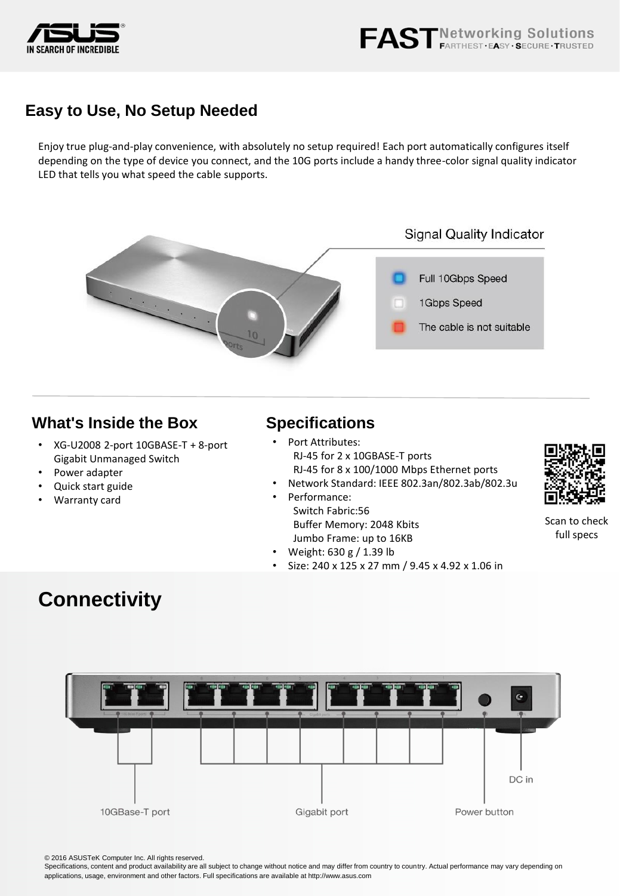## Easy to Use, No Setup Needed

Enjoy true plug-and-play convenience, with absolutely no setup required! Each port automatically configures itself depending on the type of device you connect, and the 10G ports include a handy three-color signal quality indicator LED that tells you what speed the cable supports.

Signal Quality Indicator

Full 10Gbps Speed

1Gbps Speed

The cable is not suitable

## What's Inside the Box

- XG-U2008 2-port 10GBASE-T + 8-port Gigabit Unmanaged Switch
- Power adapter
- Quick start guide
- Warranty card

## Specifications

- Port Attributes:
  RJ-45 for 2 x 10GBASE-T ports
  RJ-45 for 8 x 100/1000 Mbps Ethernet ports
- Network Standard: IEEE 802.3an/802.3ab/802.3u
- Performance:
  Switch Fabric:56
  Buffer Memory: 2048 Kbits
  Jumbo Frame: up to 16KB
- Weight: 630 g / 1.39 lb
- Size: 240 x 125 x 27 mm / 9.45 x 4.92 x 1.06 in

Scan to check full specs

## Connectivity

10GBase-T port

Gigabit port

Power button

DC in

© 2016 ASUSTeK Computer Inc. All rights reserved.
Specifications, content and product availability are all subject to change without notice and may differ from country to country. Actual performance may vary depending on applications, usage, environment and other factors. Full specifications are available at http://www.asus.com